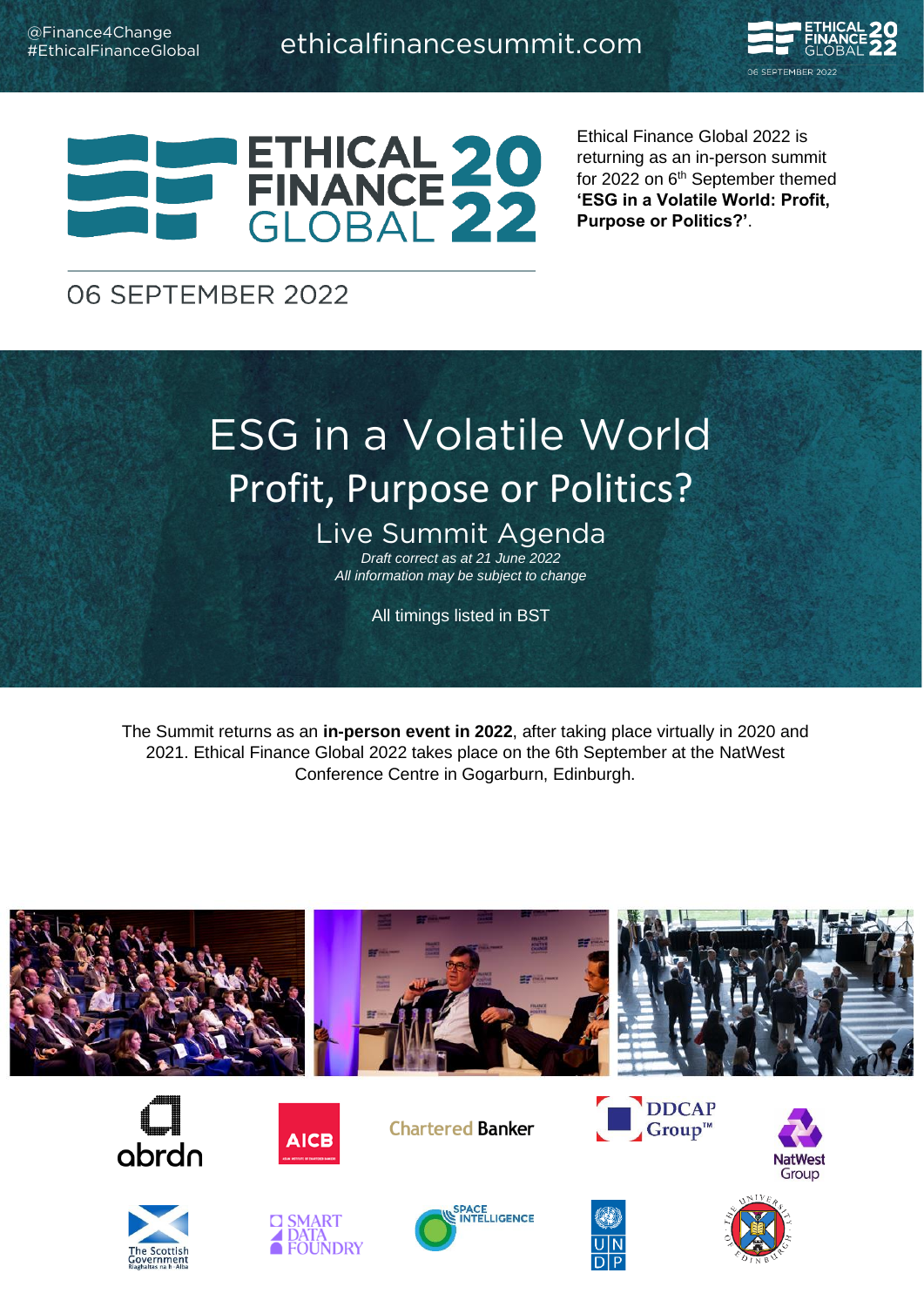@Finance4Change
#EthicalFinanceGlobal

ethicalfinancesummit.com

# ETHICAL FINANCE GLOBAL 2022

06 SEPTEMBER 2022

Ethical Finance Global 2022 is returning as an in-person summit for 2022 on 6th September themed **'ESG in a Volatile World: Profit, Purpose or Politics?'**.

# ESG in a Volatile World

## Profit, Purpose or Politics?

### Live Summit Agenda

*Draft correct as at 21 June 2022*
*All information may be subject to change*

All timings listed in BST

The Summit returns as an **in-person event in 2022**, after taking place virtually in 2020 and 2021. Ethical Finance Global 2022 takes place on the 6th September at the NatWest Conference Centre in Gogarburn, Edinburgh.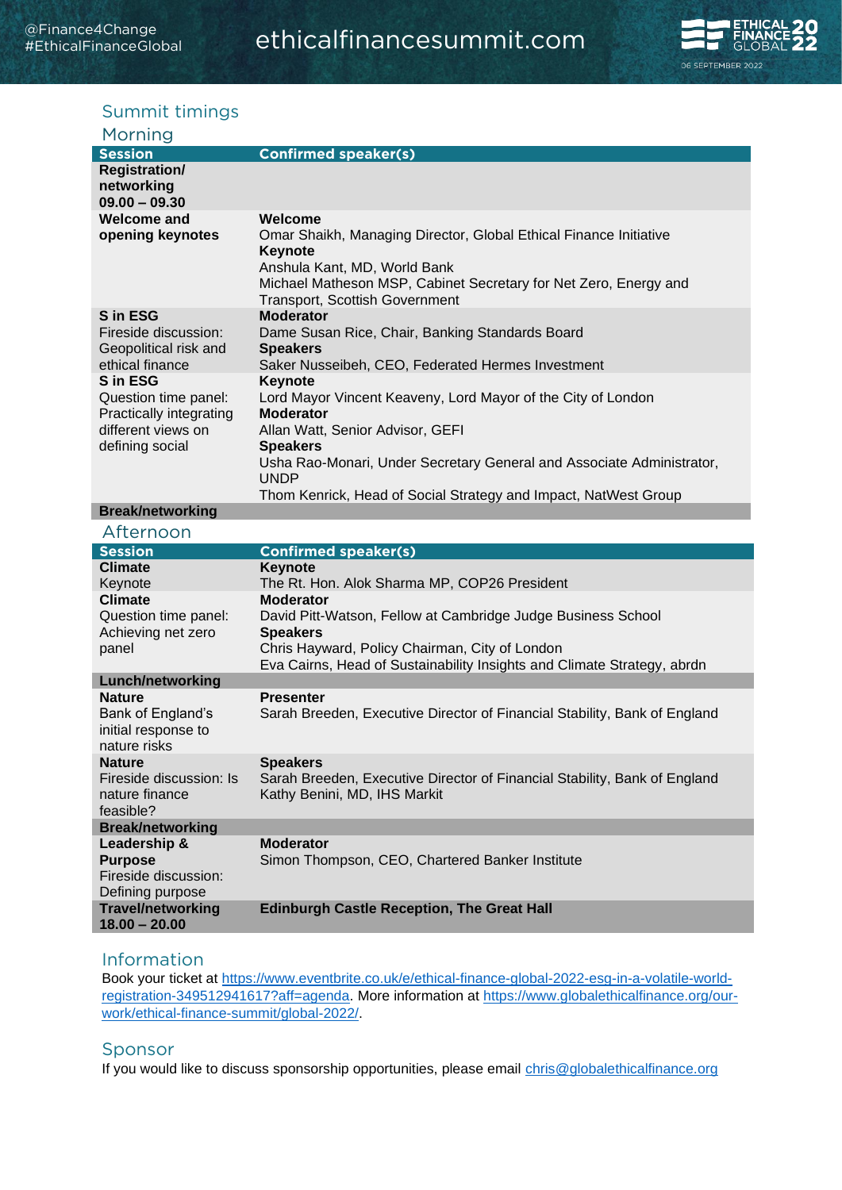## Summit timings

### Morning

| Session | Confirmed speaker(s) |
|---|---|
| **Registration/ networking 09.00 – 09.30** | |
| **Welcome and opening keynotes** | **Welcome**<br>Omar Shaikh, Managing Director, Global Ethical Finance Initiative<br>**Keynote**<br>Anshula Kant, MD, World Bank<br>Michael Matheson MSP, Cabinet Secretary for Net Zero, Energy and Transport, Scottish Government |
| **S in ESG**<br>Fireside discussion: Geopolitical risk and ethical finance | **Moderator**<br>Dame Susan Rice, Chair, Banking Standards Board<br>**Speakers**<br>Saker Nusseibeh, CEO, Federated Hermes Investment |
| **S in ESG**<br>Question time panel: Practically integrating different views on defining social | **Keynote**<br>Lord Mayor Vincent Keaveny, Lord Mayor of the City of London<br>**Moderator**<br>Allan Watt, Senior Advisor, GEFI<br>**Speakers**<br>Usha Rao-Monari, Under Secretary General and Associate Administrator, UNDP<br>Thom Kenrick, Head of Social Strategy and Impact, NatWest Group |
| **Break/networking** | |

### Afternoon

| Session | Confirmed speaker(s) |
|---|---|
| **Climate**<br>Keynote | **Keynote**<br>The Rt. Hon. Alok Sharma MP, COP26 President |
| **Climate**<br>Question time panel: Achieving net zero panel | **Moderator**<br>David Pitt-Watson, Fellow at Cambridge Judge Business School<br>**Speakers**<br>Chris Hayward, Policy Chairman, City of London<br>Eva Cairns, Head of Sustainability Insights and Climate Strategy, abrdn |
| **Lunch/networking** | |
| **Nature**<br>Bank of England's initial response to nature risks | **Presenter**<br>Sarah Breeden, Executive Director of Financial Stability, Bank of England |
| **Nature**<br>Fireside discussion: Is nature finance feasible? | **Speakers**<br>Sarah Breeden, Executive Director of Financial Stability, Bank of England<br>Kathy Benini, MD, IHS Markit |
| **Break/networking** | |
| **Leadership & Purpose**<br>Fireside discussion: Defining purpose | **Moderator**<br>Simon Thompson, CEO, Chartered Banker Institute |
| **Travel/networking 18.00 – 20.00** | **Edinburgh Castle Reception, The Great Hall** |

## Information

Book your ticket at https://www.eventbrite.co.uk/e/ethical-finance-global-2022-esg-in-a-volatile-world-registration-349512941617?aff=agenda. More information at https://www.globalethicalfinance.org/our-work/ethical-finance-summit/global-2022/.

## Sponsor

If you would like to discuss sponsorship opportunities, please email chris@globalethicalfinance.org